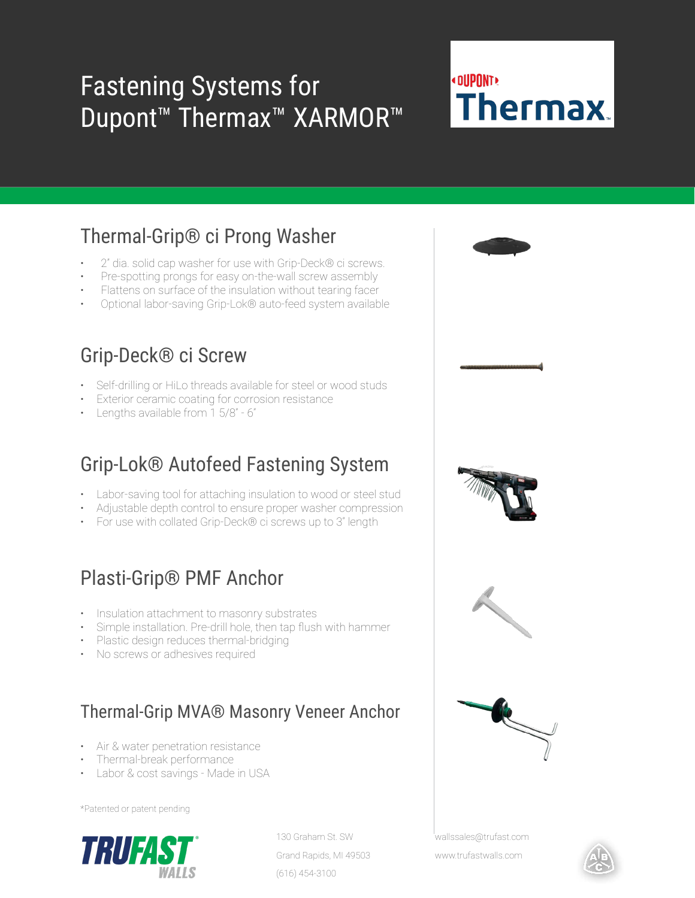# Fastening Systems for Dupont™ Thermax™ XARMOR™

DUPONT Thermax™

## Thermal-Grip® ci Prong Washer

- 2" dia. solid cap washer for use with Grip-Deck® ci screws.
- Pre-spotting prongs for easy on-the-wall screw assembly
- Flattens on surface of the insulation without tearing facer
- Optional labor-saving Grip-Lok® auto-feed system available

## Grip-Deck® ci Screw

- Self-drilling or HiLo threads available for steel or wood studs
- Exterior ceramic coating for corrosion resistance
- Lengths available from 1 5/8" - 6"

## Grip-Lok® Autofeed Fastening System

- Labor-saving tool for attaching insulation to wood or steel stud
- Adjustable depth control to ensure proper washer compression
- For use with collated Grip-Deck® ci screws up to 3" length

## Plasti-Grip® PMF Anchor

- Insulation attachment to masonry substrates
- Simple installation. Pre-drill hole, then tap flush with hammer
- Plastic design reduces thermal-bridging
- No screws or adhesives required

## Thermal-Grip MVA® Masonry Veneer Anchor

- Air & water penetration resistance
- Thermal-break performance
- Labor & cost savings - Made in USA

*Patented or patent pending

TRUFAST WALLS

130 Graham St. SW
Grand Rapids, MI 49503
(616) 454-3100

wallssales@trufast.com
www.trufastwalls.com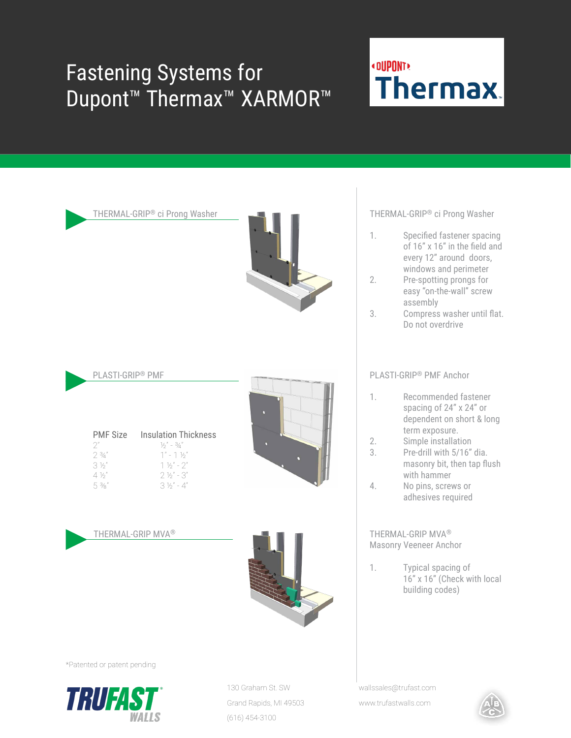# Fastening Systems for Dupont™ Thermax™ XARMOR™

DUPONT Thermax

## THERMAL-GRIP® ci Prong Washer

## PLASTI-GRIP® PMF

| PMF Size | Insulation Thickness |
|---|---|
| 2" | ½" - ¾" |
| 2 ¾" | 1" - 1 ½" |
| 3 ½" | 1 ½" - 2" |
| 4 ½" | 2 ½" - 3" |
| 5 ⅜" | 3 ½" - 4" |

## THERMAL-GRIP MVA®

THERMAL-GRIP® ci Prong Washer

1. Specified fastener spacing of 16" x 16" in the field and every 12" around doors, windows and perimeter
2. Pre-spotting prongs for easy "on-the-wall" screw assembly
3. Compress washer until flat. Do not overdrive

PLASTI-GRIP® PMF Anchor

1. Recommended fastener spacing of 24" x 24" or dependent on short & long term exposure.
2. Simple installation
3. Pre-drill with 5/16" dia. masonry bit, then tap flush with hammer
4. No pins, screws or adhesives required

THERMAL-GRIP MVA®
Masonry Veeneer Anchor

1. Typical spacing of 16" x 16" (Check with local building codes)

*Patented or patent pending

TRUFAST® WALLS

130 Graham St. SW
Grand Rapids, MI 49503
(616) 454-3100

wallssales@trufast.com
www.trufastwalls.com